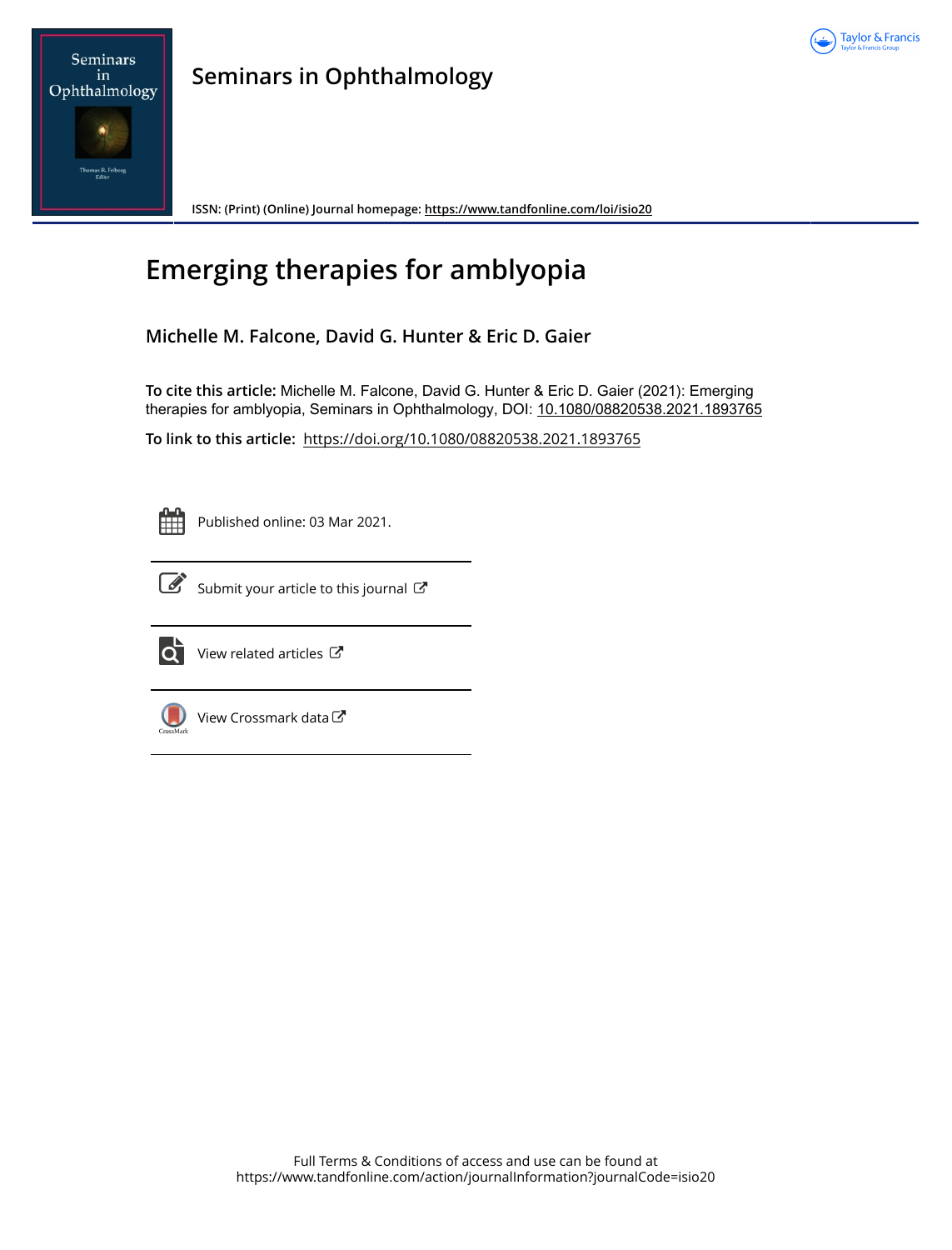Seminars in Ophthalmology

ISSN: (Print) (Online) Journal homepage: https://www.tandfonline.com/loi/isio20

# Emerging therapies for amblyopia

**Michelle M. Falcone, David G. Hunter & Eric D. Gaier**

**To cite this article:** Michelle M. Falcone, David G. Hunter & Eric D. Gaier (2021): Emerging therapies for amblyopia, Seminars in Ophthalmology, DOI: 10.1080/08820538.2021.1893765

**To link to this article:** https://doi.org/10.1080/08820538.2021.1893765

Published online: 03 Mar 2021.

Submit your article to this journal

View related articles

View Crossmark data

Full Terms & Conditions of access and use can be found at https://www.tandfonline.com/action/journalInformation?journalCode=isio20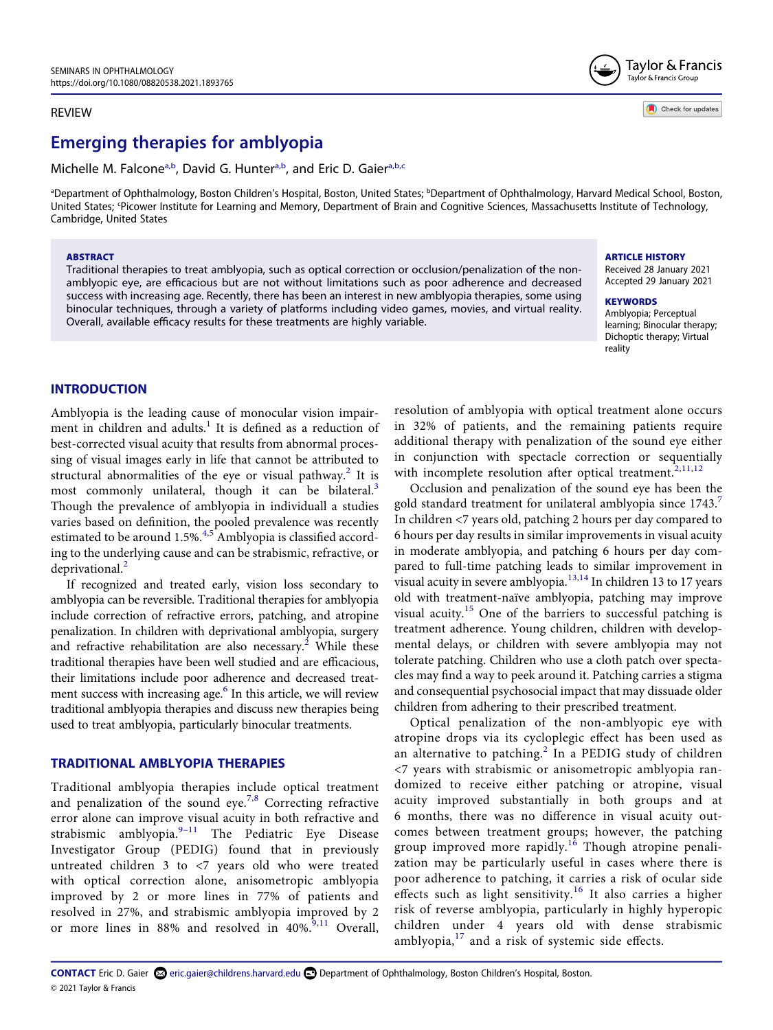REVIEW

# Emerging therapies for amblyopia

Michelle M. Falcone[a,b], David G. Hunter[a,b], and Eric D. Gaier[a,b,c]

[a]Department of Ophthalmology, Boston Children's Hospital, Boston, United States; [b]Department of Ophthalmology, Harvard Medical School, Boston, United States; [c]Picower Institute for Learning and Memory, Department of Brain and Cognitive Sciences, Massachusetts Institute of Technology, Cambridge, United States

**ABSTRACT**

Traditional therapies to treat amblyopia, such as optical correction or occlusion/penalization of the non-amblyopic eye, are efficacious but are not without limitations such as poor adherence and decreased success with increasing age. Recently, there has been an interest in new amblyopia therapies, some using binocular techniques, through a variety of platforms including video games, movies, and virtual reality. Overall, available efficacy results for these treatments are highly variable.

**ARTICLE HISTORY**

Received 28 January 2021
Accepted 29 January 2021

**KEYWORDS**

Amblyopia; Perceptual learning; Binocular therapy; Dichoptic therapy; Virtual reality

## INTRODUCTION

Amblyopia is the leading cause of monocular vision impairment in children and adults.[1] It is defined as a reduction of best-corrected visual acuity that results from abnormal processing of visual images early in life that cannot be attributed to structural abnormalities of the eye or visual pathway.[2] It is most commonly unilateral, though it can be bilateral.[3] Though the prevalence of amblyopia in individuall a studies varies based on definition, the pooled prevalence was recently estimated to be around 1.5%.[4,5] Amblyopia is classified according to the underlying cause and can be strabismic, refractive, or deprivational.[2]

If recognized and treated early, vision loss secondary to amblyopia can be reversible. Traditional therapies for amblyopia include correction of refractive errors, patching, and atropine penalization. In children with deprivational amblyopia, surgery and refractive rehabilitation are also necessary.[2] While these traditional therapies have been well studied and are efficacious, their limitations include poor adherence and decreased treatment success with increasing age.[6] In this article, we will review traditional amblyopia therapies and discuss new therapies being used to treat amblyopia, particularly binocular treatments.

## TRADITIONAL AMBLYOPIA THERAPIES

Traditional amblyopia therapies include optical treatment and penalization of the sound eye.[7,8] Correcting refractive error alone can improve visual acuity in both refractive and strabismic amblyopia.[9–11] The Pediatric Eye Disease Investigator Group (PEDIG) found that in previously untreated children 3 to <7 years old who were treated with optical correction alone, anisometropic amblyopia improved by 2 or more lines in 77% of patients and resolved in 27%, and strabismic amblyopia improved by 2 or more lines in 88% and resolved in 40%.[9,11] Overall, resolution of amblyopia with optical treatment alone occurs in 32% of patients, and the remaining patients require additional therapy with penalization of the sound eye either in conjunction with spectacle correction or sequentially with incomplete resolution after optical treatment.[2,11,12]

Occlusion and penalization of the sound eye has been the gold standard treatment for unilateral amblyopia since 1743.[7] In children <7 years old, patching 2 hours per day compared to 6 hours per day results in similar improvements in visual acuity in moderate amblyopia, and patching 6 hours per day compared to full-time patching leads to similar improvement in visual acuity in severe amblyopia.[13,14] In children 13 to 17 years old with treatment-naïve amblyopia, patching may improve visual acuity.[15] One of the barriers to successful patching is treatment adherence. Young children, children with developmental delays, or children with severe amblyopia may not tolerate patching. Children who use a cloth patch over spectacles may find a way to peek around it. Patching carries a stigma and consequential psychosocial impact that may dissuade older children from adhering to their prescribed treatment.

Optical penalization of the non-amblyopic eye with atropine drops via its cycloplegic effect has been used as an alternative to patching.[2] In a PEDIG study of children <7 years with strabismic or anisometropic amblyopia randomized to receive either patching or atropine, visual acuity improved substantially in both groups and at 6 months, there was no difference in visual acuity outcomes between treatment groups; however, the patching group improved more rapidly.[16] Though atropine penalization may be particularly useful in cases where there is poor adherence to patching, it carries a risk of ocular side effects such as light sensitivity.[16] It also carries a higher risk of reverse amblyopia, particularly in highly hyperopic children under 4 years old with dense strabismic amblyopia,[17] and a risk of systemic side effects.

**CONTACT** Eric D. Gaier eric.gaier@childrens.harvard.edu Department of Ophthalmology, Boston Children's Hospital, Boston.

© 2021 Taylor & Francis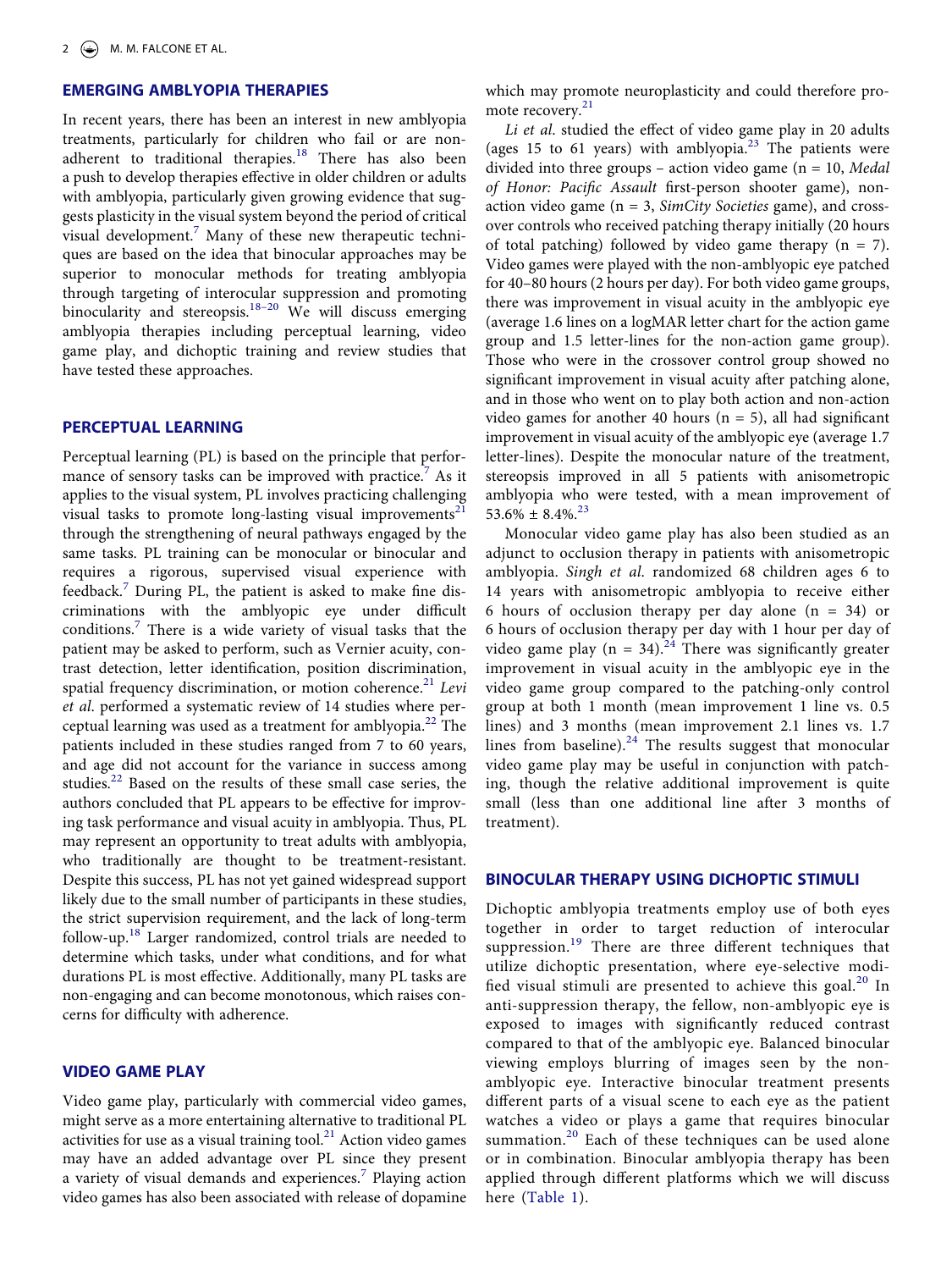## EMERGING AMBLYOPIA THERAPIES

In recent years, there has been an interest in new amblyopia treatments, particularly for children who fail or are non-adherent to traditional therapies.[18] There has also been a push to develop therapies effective in older children or adults with amblyopia, particularly given growing evidence that suggests plasticity in the visual system beyond the period of critical visual development.[7] Many of these new therapeutic techniques are based on the idea that binocular approaches may be superior to monocular methods for treating amblyopia through targeting of interocular suppression and promoting binocularity and stereopsis.[18–20] We will discuss emerging amblyopia therapies including perceptual learning, video game play, and dichoptic training and review studies that have tested these approaches.

## PERCEPTUAL LEARNING

Perceptual learning (PL) is based on the principle that performance of sensory tasks can be improved with practice.[7] As it applies to the visual system, PL involves practicing challenging visual tasks to promote long-lasting visual improvements[21] through the strengthening of neural pathways engaged by the same tasks. PL training can be monocular or binocular and requires a rigorous, supervised visual experience with feedback.[7] During PL, the patient is asked to make fine discriminations with the amblyopic eye under difficult conditions.[7] There is a wide variety of visual tasks that the patient may be asked to perform, such as Vernier acuity, contrast detection, letter identification, position discrimination, spatial frequency discrimination, or motion coherence.[21] *Levi et al*. performed a systematic review of 14 studies where perceptual learning was used as a treatment for amblyopia.[22] The patients included in these studies ranged from 7 to 60 years, and age did not account for the variance in success among studies.[22] Based on the results of these small case series, the authors concluded that PL appears to be effective for improving task performance and visual acuity in amblyopia. Thus, PL may represent an opportunity to treat adults with amblyopia, who traditionally are thought to be treatment-resistant. Despite this success, PL has not yet gained widespread support likely due to the small number of participants in these studies, the strict supervision requirement, and the lack of long-term follow-up.[18] Larger randomized, control trials are needed to determine which tasks, under what conditions, and for what durations PL is most effective. Additionally, many PL tasks are non-engaging and can become monotonous, which raises concerns for difficulty with adherence.

## VIDEO GAME PLAY

Video game play, particularly with commercial video games, might serve as a more entertaining alternative to traditional PL activities for use as a visual training tool.[21] Action video games may have an added advantage over PL since they present a variety of visual demands and experiences.[7] Playing action video games has also been associated with release of dopamine which may promote neuroplasticity and could therefore promote recovery.[21]

*Li et al*. studied the effect of video game play in 20 adults (ages 15 to 61 years) with amblyopia.[23] The patients were divided into three groups – action video game (n = 10, *Medal of Honor: Pacific Assault* first-person shooter game), non-action video game (n = 3, *SimCity Societies* game), and crossover controls who received patching therapy initially (20 hours of total patching) followed by video game therapy (n = 7). Video games were played with the non-amblyopic eye patched for 40–80 hours (2 hours per day). For both video game groups, there was improvement in visual acuity in the amblyopic eye (average 1.6 lines on a logMAR letter chart for the action game group and 1.5 letter-lines for the non-action game group). Those who were in the crossover control group showed no significant improvement in visual acuity after patching alone, and in those who went on to play both action and non-action video games for another 40 hours (n = 5), all had significant improvement in visual acuity of the amblyopic eye (average 1.7 letter-lines). Despite the monocular nature of the treatment, stereopsis improved in all 5 patients with anisometropic amblyopia who were tested, with a mean improvement of 53.6% ± 8.4%.[23]

Monocular video game play has also been studied as an adjunct to occlusion therapy in patients with anisometropic amblyopia. *Singh et al*. randomized 68 children ages 6 to 14 years with anisometropic amblyopia to receive either 6 hours of occlusion therapy per day alone (n = 34) or 6 hours of occlusion therapy per day with 1 hour per day of video game play (n = 34).[24] There was significantly greater improvement in visual acuity in the amblyopic eye in the video game group compared to the patching-only control group at both 1 month (mean improvement 1 line vs. 0.5 lines) and 3 months (mean improvement 2.1 lines vs. 1.7 lines from baseline).[24] The results suggest that monocular video game play may be useful in conjunction with patching, though the relative additional improvement is quite small (less than one additional line after 3 months of treatment).

## BINOCULAR THERAPY USING DICHOPTIC STIMULI

Dichoptic amblyopia treatments employ use of both eyes together in order to target reduction of interocular suppression.[19] There are three different techniques that utilize dichoptic presentation, where eye-selective modified visual stimuli are presented to achieve this goal.[20] In anti-suppression therapy, the fellow, non-amblyopic eye is exposed to images with significantly reduced contrast compared to that of the amblyopic eye. Balanced binocular viewing employs blurring of images seen by the non-amblyopic eye. Interactive binocular treatment presents different parts of a visual scene to each eye as the patient watches a video or plays a game that requires binocular summation.[20] Each of these techniques can be used alone or in combination. Binocular amblyopia therapy has been applied through different platforms which we will discuss here (Table 1).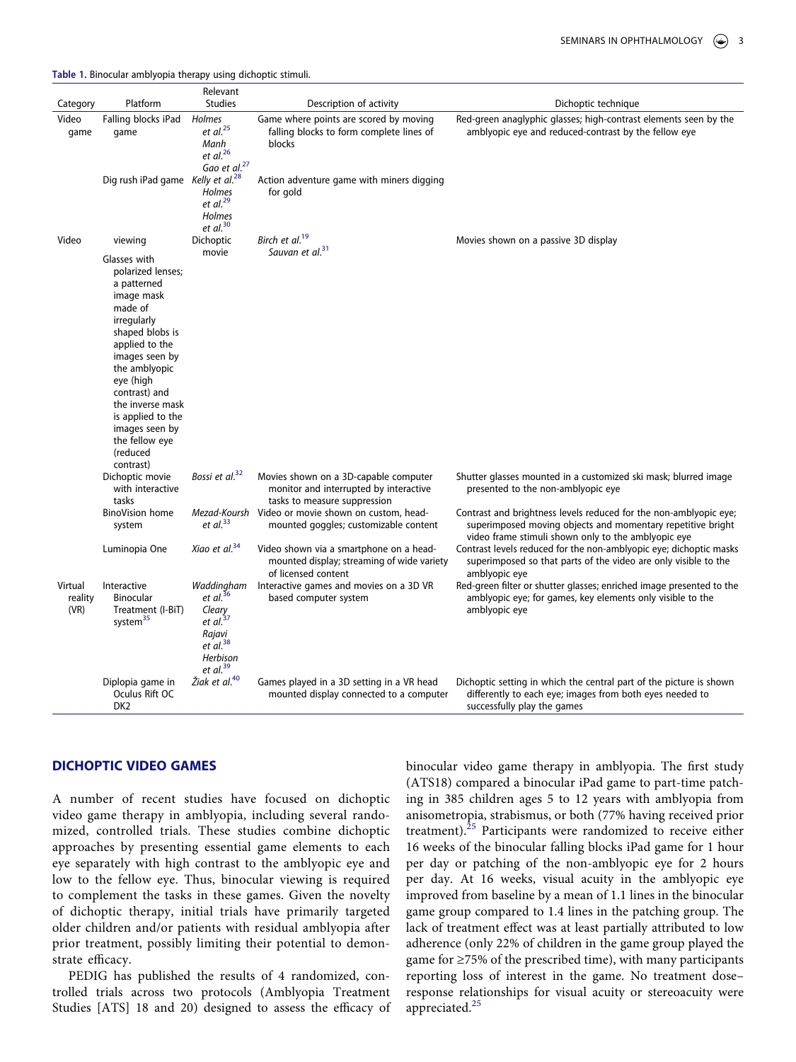**Table 1.** Binocular amblyopia therapy using dichoptic stimuli.

| Category | Platform | Relevant Studies | Description of activity | Dichoptic technique |
|---|---|---|---|---|
| Video game | Falling blocks iPad game | *Holmes et al.*[25] *Manh et al.*[26] *Gao et al.*[27] | Game where points are scored by moving falling blocks to form complete lines of blocks | Red-green anaglyphic glasses; high-contrast elements seen by the amblyopic eye and reduced-contrast by the fellow eye |
| | Dig rush iPad game | *Kelly et al.*[28] *Holmes et al.*[29] *Holmes et al.*[30] | Action adventure game with miners digging for gold | |
| Video | viewing Glasses with polarized lenses; a patterned image mask made of irregularly shaped blobs is applied to the images seen by the amblyopic eye (high contrast) and the inverse mask is applied to the images seen by the fellow eye (reduced contrast) | Dichoptic movie | *Birch et al.*[19] *Sauvan et al.*[31] | Movies shown on a passive 3D display |
| | Dichoptic movie with interactive tasks | *Bossi et al.*[32] | Movies shown on a 3D-capable computer monitor and interrupted by interactive tasks to measure suppression | Shutter glasses mounted in a customized ski mask; blurred image presented to the non-amblyopic eye |
| | BinoVision home system | *Mezad-Koursh et al.*[33] | Video or movie shown on custom, head-mounted goggles; customizable content | Contrast and brightness levels reduced for the non-amblyopic eye; superimposed moving objects and momentary repetitive bright video frame stimuli shown only to the amblyopic eye |
| | Luminopia One | *Xiao et al.*[34] | Video shown via a smartphone on a head-mounted display; streaming of wide variety of licensed content | Contrast levels reduced for the non-amblyopic eye; dichoptic masks superimposed so that parts of the video are only visible to the amblyopic eye |
| Virtual reality (VR) | Interactive Binocular Treatment (I-BiT) system[35] | *Waddingham et al.*[36] *Cleary et al.*[37] *Rajavi et al.*[38] *Herbison et al.*[39] | Interactive games and movies on a 3D VR based computer system | Red-green filter or shutter glasses; enriched image presented to the amblyopic eye; for games, key elements only visible to the amblyopic eye |
| | Diplopia game in Oculus Rift OC DK2 | *Žiak et al.*[40] | Games played in a 3D setting in a VR head mounted display connected to a computer | Dichoptic setting in which the central part of the picture is shown differently to each eye; images from both eyes needed to successfully play the games |

## DICHOPTIC VIDEO GAMES

A number of recent studies have focused on dichoptic video game therapy in amblyopia, including several randomized, controlled trials. These studies combine dichoptic approaches by presenting essential game elements to each eye separately with high contrast to the amblyopic eye and low to the fellow eye. Thus, binocular viewing is required to complement the tasks in these games. Given the novelty of dichoptic therapy, initial trials have primarily targeted older children and/or patients with residual amblyopia after prior treatment, possibly limiting their potential to demonstrate efficacy.

PEDIG has published the results of 4 randomized, controlled trials across two protocols (Amblyopia Treatment Studies [ATS] 18 and 20) designed to assess the efficacy of binocular video game therapy in amblyopia. The first study (ATS18) compared a binocular iPad game to part-time patching in 385 children ages 5 to 12 years with amblyopia from anisometropia, strabismus, or both (77% having received prior treatment).[25] Participants were randomized to receive either 16 weeks of the binocular falling blocks iPad game for 1 hour per day or patching of the non-amblyopic eye for 2 hours per day. At 16 weeks, visual acuity in the amblyopic eye improved from baseline by a mean of 1.1 lines in the binocular game group compared to 1.4 lines in the patching group. The lack of treatment effect was at least partially attributed to low adherence (only 22% of children in the game group played the game for ≥75% of the prescribed time), with many participants reporting loss of interest in the game. No treatment dose–response relationships for visual acuity or stereoacuity were appreciated.[25]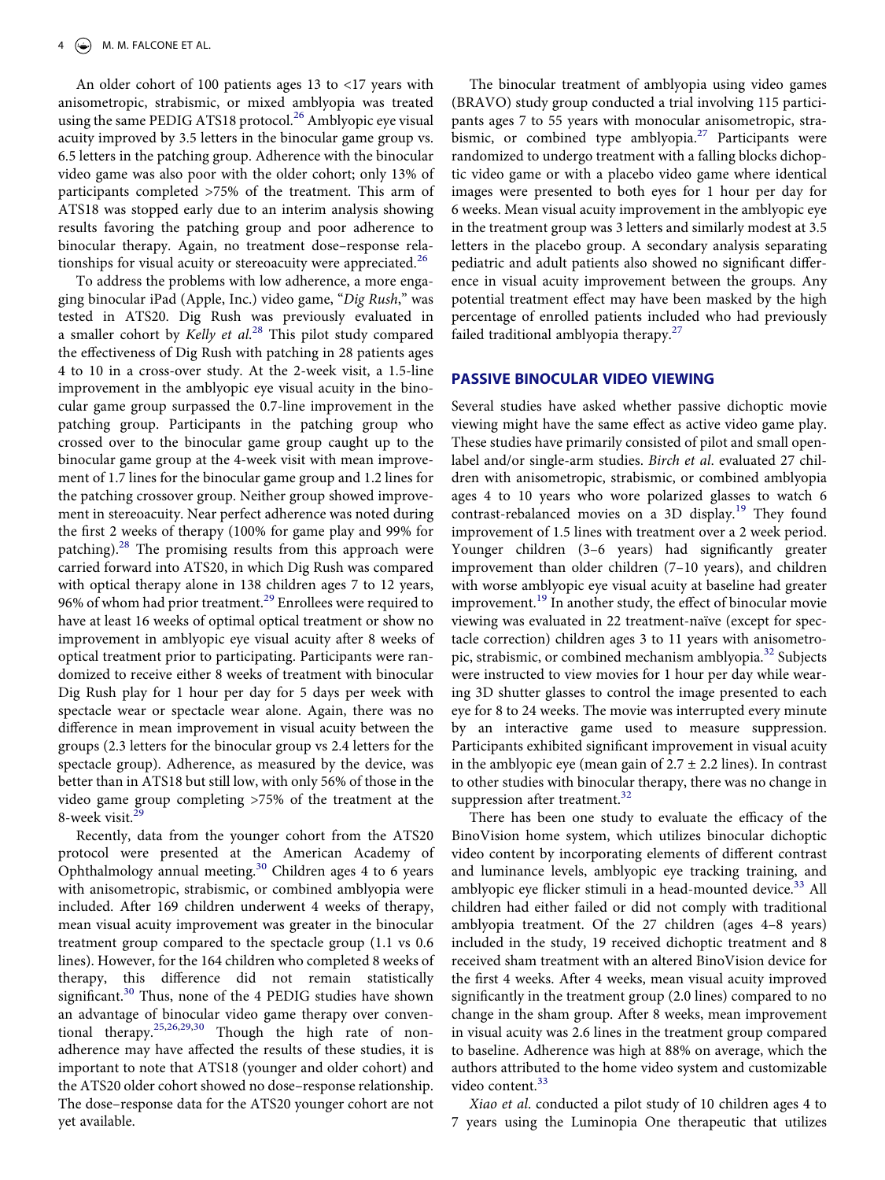An older cohort of 100 patients ages 13 to <17 years with anisometropic, strabismic, or mixed amblyopia was treated using the same PEDIG ATS18 protocol.[26] Amblyopic eye visual acuity improved by 3.5 letters in the binocular game group vs. 6.5 letters in the patching group. Adherence with the binocular video game was also poor with the older cohort; only 13% of participants completed >75% of the treatment. This arm of ATS18 was stopped early due to an interim analysis showing results favoring the patching group and poor adherence to binocular therapy. Again, no treatment dose–response relationships for visual acuity or stereoacuity were appreciated.[26]

To address the problems with low adherence, a more engaging binocular iPad (Apple, Inc.) video game, "*Dig Rush*," was tested in ATS20. Dig Rush was previously evaluated in a smaller cohort by *Kelly et al.*[28] This pilot study compared the effectiveness of Dig Rush with patching in 28 patients ages 4 to 10 in a cross-over study. At the 2-week visit, a 1.5-line improvement in the amblyopic eye visual acuity in the binocular game group surpassed the 0.7-line improvement in the patching group. Participants in the patching group who crossed over to the binocular game group caught up to the binocular game group at the 4-week visit with mean improvement of 1.7 lines for the binocular game group and 1.2 lines for the patching crossover group. Neither group showed improvement in stereoacuity. Near perfect adherence was noted during the first 2 weeks of therapy (100% for game play and 99% for patching).[28] The promising results from this approach were carried forward into ATS20, in which Dig Rush was compared with optical therapy alone in 138 children ages 7 to 12 years, 96% of whom had prior treatment.[29] Enrollees were required to have at least 16 weeks of optimal optical treatment or show no improvement in amblyopic eye visual acuity after 8 weeks of optical treatment prior to participating. Participants were randomized to receive either 8 weeks of treatment with binocular Dig Rush play for 1 hour per day for 5 days per week with spectacle wear or spectacle wear alone. Again, there was no difference in mean improvement in visual acuity between the groups (2.3 letters for the binocular group vs 2.4 letters for the spectacle group). Adherence, as measured by the device, was better than in ATS18 but still low, with only 56% of those in the video game group completing >75% of the treatment at the 8-week visit.[29]

Recently, data from the younger cohort from the ATS20 protocol were presented at the American Academy of Ophthalmology annual meeting.[30] Children ages 4 to 6 years with anisometropic, strabismic, or combined amblyopia were included. After 169 children underwent 4 weeks of therapy, mean visual acuity improvement was greater in the binocular treatment group compared to the spectacle group (1.1 vs 0.6 lines). However, for the 164 children who completed 8 weeks of therapy, this difference did not remain statistically significant.[30] Thus, none of the 4 PEDIG studies have shown an advantage of binocular video game therapy over conventional therapy.[25,26,29,30] Though the high rate of non-adherence may have affected the results of these studies, it is important to note that ATS18 (younger and older cohort) and the ATS20 older cohort showed no dose–response relationship. The dose–response data for the ATS20 younger cohort are not yet available.

The binocular treatment of amblyopia using video games (BRAVO) study group conducted a trial involving 115 participants ages 7 to 55 years with monocular anisometropic, strabismic, or combined type amblyopia.[27] Participants were randomized to undergo treatment with a falling blocks dichoptic video game or with a placebo video game where identical images were presented to both eyes for 1 hour per day for 6 weeks. Mean visual acuity improvement in the amblyopic eye in the treatment group was 3 letters and similarly modest at 3.5 letters in the placebo group. A secondary analysis separating pediatric and adult patients also showed no significant difference in visual acuity improvement between the groups. Any potential treatment effect may have been masked by the high percentage of enrolled patients included who had previously failed traditional amblyopia therapy.[27]

## PASSIVE BINOCULAR VIDEO VIEWING

Several studies have asked whether passive dichoptic movie viewing might have the same effect as active video game play. These studies have primarily consisted of pilot and small open-label and/or single-arm studies. *Birch et al.* evaluated 27 children with anisometropic, strabismic, or combined amblyopia ages 4 to 10 years who wore polarized glasses to watch 6 contrast-rebalanced movies on a 3D display.[19] They found improvement of 1.5 lines with treatment over a 2 week period. Younger children (3–6 years) had significantly greater improvement than older children (7–10 years), and children with worse amblyopic eye visual acuity at baseline had greater improvement.[19] In another study, the effect of binocular movie viewing was evaluated in 22 treatment-naïve (except for spectacle correction) children ages 3 to 11 years with anisometropic, strabismic, or combined mechanism amblyopia.[32] Subjects were instructed to view movies for 1 hour per day while wearing 3D shutter glasses to control the image presented to each eye for 8 to 24 weeks. The movie was interrupted every minute by an interactive game used to measure suppression. Participants exhibited significant improvement in visual acuity in the amblyopic eye (mean gain of 2.7 ± 2.2 lines). In contrast to other studies with binocular therapy, there was no change in suppression after treatment.[32]

There has been one study to evaluate the efficacy of the BinoVision home system, which utilizes binocular dichoptic video content by incorporating elements of different contrast and luminance levels, amblyopic eye tracking training, and amblyopic eye flicker stimuli in a head-mounted device.[33] All children had either failed or did not comply with traditional amblyopia treatment. Of the 27 children (ages 4–8 years) included in the study, 19 received dichoptic treatment and 8 received sham treatment with an altered BinoVision device for the first 4 weeks. After 4 weeks, mean visual acuity improved significantly in the treatment group (2.0 lines) compared to no change in the sham group. After 8 weeks, mean improvement in visual acuity was 2.6 lines in the treatment group compared to baseline. Adherence was high at 88% on average, which the authors attributed to the home video system and customizable video content.[33]

*Xiao et al.* conducted a pilot study of 10 children ages 4 to 7 years using the Luminopia One therapeutic that utilizes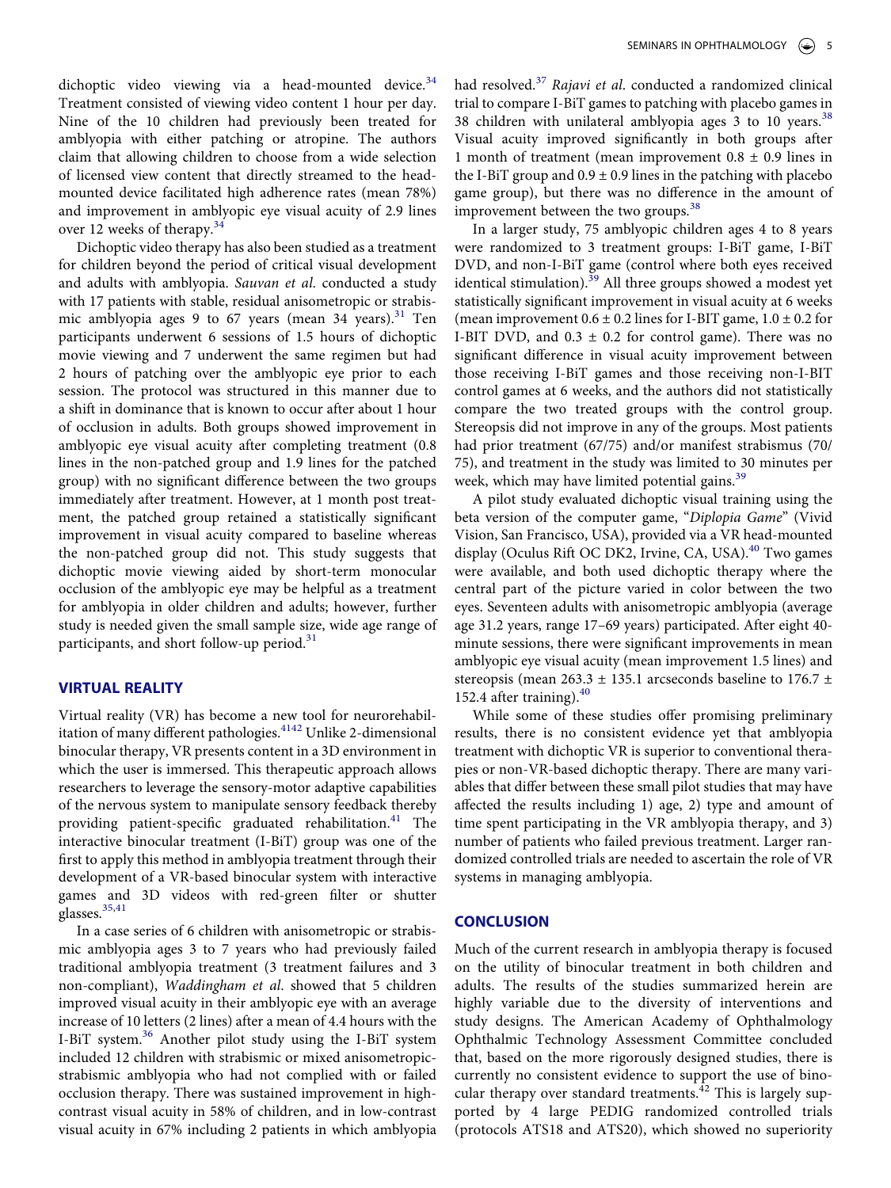dichoptic video viewing via a head-mounted device.[34] Treatment consisted of viewing video content 1 hour per day. Nine of the 10 children had previously been treated for amblyopia with either patching or atropine. The authors claim that allowing children to choose from a wide selection of licensed view content that directly streamed to the head-mounted device facilitated high adherence rates (mean 78%) and improvement in amblyopic eye visual acuity of 2.9 lines over 12 weeks of therapy.[34]

Dichoptic video therapy has also been studied as a treatment for children beyond the period of critical visual development and adults with amblyopia. *Sauvan et al.* conducted a study with 17 patients with stable, residual anisometropic or strabismic amblyopia ages 9 to 67 years (mean 34 years).[31] Ten participants underwent 6 sessions of 1.5 hours of dichoptic movie viewing and 7 underwent the same regimen but had 2 hours of patching over the amblyopic eye prior to each session. The protocol was structured in this manner due to a shift in dominance that is known to occur after about 1 hour of occlusion in adults. Both groups showed improvement in amblyopic eye visual acuity after completing treatment (0.8 lines in the non-patched group and 1.9 lines for the patched group) with no significant difference between the two groups immediately after treatment. However, at 1 month post treatment, the patched group retained a statistically significant improvement in visual acuity compared to baseline whereas the non-patched group did not. This study suggests that dichoptic movie viewing aided by short-term monocular occlusion of the amblyopic eye may be helpful as a treatment for amblyopia in older children and adults; however, further study is needed given the small sample size, wide age range of participants, and short follow-up period.[31]

## VIRTUAL REALITY

Virtual reality (VR) has become a new tool for neurorehabilitation of many different pathologies.[4142] Unlike 2-dimensional binocular therapy, VR presents content in a 3D environment in which the user is immersed. This therapeutic approach allows researchers to leverage the sensory-motor adaptive capabilities of the nervous system to manipulate sensory feedback thereby providing patient-specific graduated rehabilitation.[41] The interactive binocular treatment (I-BiT) group was one of the first to apply this method in amblyopia treatment through their development of a VR-based binocular system with interactive games and 3D videos with red-green filter or shutter glasses.[35,41]

In a case series of 6 children with anisometropic or strabismic amblyopia ages 3 to 7 years who had previously failed traditional amblyopia treatment (3 treatment failures and 3 non-compliant), *Waddingham et al.* showed that 5 children improved visual acuity in their amblyopic eye with an average increase of 10 letters (2 lines) after a mean of 4.4 hours with the I-BiT system.[36] Another pilot study using the I-BiT system included 12 children with strabismic or mixed anisometropic-strabismic amblyopia who had not complied with or failed occlusion therapy. There was sustained improvement in high-contrast visual acuity in 58% of children, and in low-contrast visual acuity in 67% including 2 patients in which amblyopia had resolved.[37] *Rajavi et al.* conducted a randomized clinical trial to compare I-BiT games to patching with placebo games in 38 children with unilateral amblyopia ages 3 to 10 years.[38] Visual acuity improved significantly in both groups after 1 month of treatment (mean improvement 0.8 ± 0.9 lines in the I-BiT group and 0.9 ± 0.9 lines in the patching with placebo game group), but there was no difference in the amount of improvement between the two groups.[38]

In a larger study, 75 amblyopic children ages 4 to 8 years were randomized to 3 treatment groups: I-BiT game, I-BiT DVD, and non-I-BiT game (control where both eyes received identical stimulation).[39] All three groups showed a modest yet statistically significant improvement in visual acuity at 6 weeks (mean improvement 0.6 ± 0.2 lines for I-BIT game, 1.0 ± 0.2 for I-BIT DVD, and 0.3 ± 0.2 for control game). There was no significant difference in visual acuity improvement between those receiving I-BiT games and those receiving non-I-BIT control games at 6 weeks, and the authors did not statistically compare the two treated groups with the control group. Stereopsis did not improve in any of the groups. Most patients had prior treatment (67/75) and/or manifest strabismus (70/75), and treatment in the study was limited to 30 minutes per week, which may have limited potential gains.[39]

A pilot study evaluated dichoptic visual training using the beta version of the computer game, "*Diplopia Game*" (Vivid Vision, San Francisco, USA), provided via a VR head-mounted display (Oculus Rift OC DK2, Irvine, CA, USA).[40] Two games were available, and both used dichoptic therapy where the central part of the picture varied in color between the two eyes. Seventeen adults with anisometropic amblyopia (average age 31.2 years, range 17–69 years) participated. After eight 40-minute sessions, there were significant improvements in mean amblyopic eye visual acuity (mean improvement 1.5 lines) and stereopsis (mean 263.3 ± 135.1 arcseconds baseline to 176.7 ± 152.4 after training).[40]

While some of these studies offer promising preliminary results, there is no consistent evidence yet that amblyopia treatment with dichoptic VR is superior to conventional therapies or non-VR-based dichoptic therapy. There are many variables that differ between these small pilot studies that may have affected the results including 1) age, 2) type and amount of time spent participating in the VR amblyopia therapy, and 3) number of patients who failed previous treatment. Larger randomized controlled trials are needed to ascertain the role of VR systems in managing amblyopia.

## CONCLUSION

Much of the current research in amblyopia therapy is focused on the utility of binocular treatment in both children and adults. The results of the studies summarized herein are highly variable due to the diversity of interventions and study designs. The American Academy of Ophthalmology Ophthalmic Technology Assessment Committee concluded that, based on the more rigorously designed studies, there is currently no consistent evidence to support the use of binocular therapy over standard treatments.[42] This is largely supported by 4 large PEDIG randomized controlled trials (protocols ATS18 and ATS20), which showed no superiority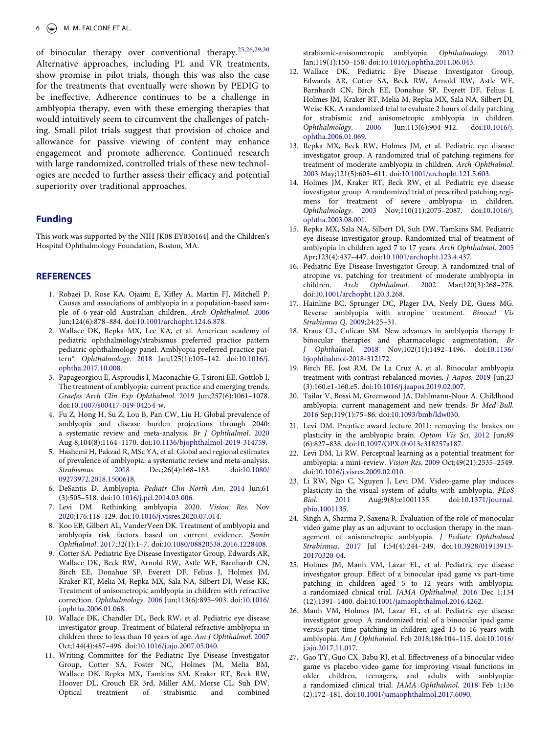of binocular therapy over conventional therapy.[25,26,29,30] Alternative approaches, including PL and VR treatments, show promise in pilot trials, though this was also the case for the treatments that eventually were shown by PEDIG to be ineffective. Adherence continues to be a challenge in amblyopia therapy, even with these emerging therapies that would intuitively seem to circumvent the challenges of patching. Small pilot trials suggest that provision of choice and allowance for passive viewing of content may enhance engagement and promote adherence. Continued research with large randomized, controlled trials of these new technologies are needed to further assess their efficacy and potential superiority over traditional approaches.

## Funding

This work was supported by the NIH [K08 EY030164] and the Children's Hospital Ophthalmology Foundation, Boston, MA.

## REFERENCES

1. Robaei D, Rose KA, Ojaimi E, Kifley A, Martin FJ, Mitchell P. Causes and associations of amblyopia in a population-based sample of 6-year-old Australian children. *Arch Ophthalmol*. 2006 Jun;124(6):878–884. doi:10.1001/archopht.124.6.878.
2. Wallace DK, Repka MX, Lee KA, et al. American academy of pediatric ophthalmology/strabismus preferred practice pattern pediatric ophthalmology panel. Amblyopia preferred practice pattern®. *Ophthalmology*. 2018 Jan;125(1):105–142. doi:10.1016/j.ophtha.2017.10.008.
3. Papageorgiou E, Asproudis I, Maconachie G, Tsironi EE, Gottlob I. The treatment of amblyopia: current practice and emerging trends. *Graefes Arch Clin Exp Ophthalmol*. 2019 Jun;257(6):1061–1078. doi:10.1007/s00417-019-04254-w.
4. Fu Z, Hong H, Su Z, Lou B, Pan CW, Liu H. Global prevalence of amblyopia and disease burden projections through 2040: a systematic review and meta-analysis. *Br J Ophthalmol*. 2020 Aug 8;104(8):1164–1170. doi:10.1136/bjophthalmol-2019-314759.
5. Hashemi H, Pakzad R, MSc YA, et al. Global and regional estimates of prevalence of amblyopia: a systematic review and meta-analysis. *Strabismus*. 2018 Dec;26(4):168–183. doi:10.1080/09273972.2018.1500618.
6. DeSantis D. Amblyopia. *Pediatr Clin North Am*. 2014 Jun;61 (3):505–518. doi:10.1016/j.pcl.2014.03.006.
7. Levi DM. Rethinking amblyopia 2020. *Vision Res*. Nov 2020;176:118–129. doi:10.1016/j.visres.2020.07.014.
8. Koo EB, Gilbert AL, VanderVeen DK. Treatment of amblyopia and amblyopia risk factors based on current evidence. *Semin Ophthalmol*. 2017;32(1):1–7. doi:10.1080/08820538.2016.1228408.
9. Cotter SA. Pediatric Eye Disease Investigator Group, Edwards AR, Wallace DK, Beck RW, Arnold RW, Astle WF, Barnhardt CN, Birch EE, Donahue SP, Everett DF, Felius J, Holmes JM, Kraker RT, Melia M, Repka MX, Sala NA, Silbert DI, Weise KK. Treatment of anisometropic amblyopia in children with refractive correction. *Ophthalmology*. 2006 Jun;113(6):895–903. doi:10.1016/j.ophtha.2006.01.068.
10. Wallace DK, Chandler DL, Beck RW, et al. Pediatric eye disease investigator group. Treatment of bilateral refractive amblyopia in children three to less than 10 years of age. *Am J Ophthalmol*. 2007 Oct;144(4):487–496. doi:10.1016/j.ajo.2007.05.040.
11. Writing Committee for the Pediatric Eye Disease Investigator Group, Cotter SA, Foster NC, Holmes JM, Melia BM, Wallace DK, Repka MX, Tamkins SM, Kraker RT, Beck RW, Hoover DL, Crouch ER 3rd, Miller AM, Morse CL, Suh DW. Optical treatment of strabismic and combined strabismic-anisometropic amblyopia. *Ophthalmology*. 2012 Jan;119(1):150–158. doi:10.1016/j.ophtha.2011.06.043.
12. Wallace DK. Pediatric Eye Disease Investigator Group, Edwards AR, Cotter SA, Beck RW, Arnold RW, Astle WF, Barnhardt CN, Birch EE, Donahue SP, Everett DF, Felius J, Holmes JM, Kraker RT, Melia M, Repka MX, Sala NA, Silbert DI, Weise KK. A randomized trial to evaluate 2 hours of daily patching for strabismic and anisometropic amblyopia in children. *Ophthalmology*. 2006 Jun;113(6):904–912. doi:10.1016/j.ophtha.2006.01.069.
13. Repka MX, Beck RW, Holmes JM, et al. Pediatric eye disease investigator group. A randomized trial of patching regimens for treatment of moderate amblyopia in children. *Arch Ophthalmol*. 2003 May;121(5):603–611. doi:10.1001/archopht.121.5.603.
14. Holmes JM, Kraker RT, Beck RW, et al. Pediatric eye disease investigator group. A randomized trial of prescribed patching regimens for treatment of severe amblyopia in children. *Ophthalmology*. 2003 Nov;110(11):2075–2087. doi:10.1016/j.ophtha.2003.08.001.
15. Repka MX, Sala NA, Silbert DI, Suh DW, Tamkins SM. Pediatric eye disease investigator group. Randomized trial of treatment of amblyopia in children aged 7 to 17 years. *Arch Ophthalmol*. 2005 Apr;123(4):437–447. doi:10.1001/archopht.123.4.437.
16. Pediatric Eye Disease Investigator Group. A randomized trial of atropine vs. patching for treatment of moderate amblyopia in children. *Arch Ophthalmol*. 2002 Mar;120(3):268–278. doi:10.1001/archopht.120.3.268.
17. Hainline BC, Sprunger DC, Plager DA, Neely DE, Guess MG. Reverse amblyopia with atropine treatment. *Binocul Vis Strabismus Q*. 2009;24:25–31.
18. Kraus CL, Culican SM. New advances in amblyopia therapy I: binocular therapies and pharmacologic augmentation. *Br J Ophthalmol*. 2018 Nov;102(11):1492–1496. doi:10.1136/bjophthalmol-2018-312172.
19. Birch EE, Jost RM, De La Cruz A, et al. Binocular amblyopia treatment with contrast-rebalanced movies. *J Aapos*. 2019 Jun;23 (3):160.e1-160.e5. doi:10.1016/j.jaapos.2019.02.007.
20. Tailor V, Bossi M, Greenwood JA, Dahlmann-Noor A. Childhood amblyopia: current management and new trends. *Br Med Bull*. 2016 Sep;119(1):75–86. doi:10.1093/bmb/ldw030.
21. Levi DM. Prentice award lecture 2011: removing the brakes on plasticity in the amblyopic brain. *Optom Vis Sci*. 2012 Jun;89 (6):827–838. doi:10.1097/OPX.0b013e318257a187.
22. Levi DM, Li RW. Perceptual learning as a potential treatment for amblyopia: a mini-review. *Vision Res*. 2009 Oct;49(21):2535–2549. doi:10.1016/j.visres.2009.02.010.
23. Li RW, Ngo C, Nguyen J, Levi DM. Video-game play induces plasticity in the visual system of adults with amblyopia. *PLoS Biol*. 2011 Aug;9(8):e1001135. doi:10.1371/journal.pbio.1001135.
24. Singh A, Sharma P, Saxena R. Evaluation of the role of monocular video game play as an adjuvant to occlusion therapy in the management of anisometropic amblyopia. *J Pediatr Ophthalmol Strabismus*. 2017 Jul 1;54(4):244–249. doi:10.3928/01913913-20170320-04.
25. Holmes JM, Manh VM, Lazar EL, et al. Pediatric eye disease investigator group. Effect of a binocular ipad game vs part-time patching in children aged 5 to 12 years with amblyopia: a randomized clinical trial. *JAMA Ophthalmol*. 2016 Dec 1;134 (12):1391–1400. doi:10.1001/jamaophthalmol.2016.4262.
26. Manh VM, Holmes JM, Lazar EL, et al. Pediatric eye disease investigator group. A randomized trial of a binocular ipad game versus part-time patching in children aged 13 to 16 years with amblyopia. *Am J Ophthalmol*. Feb 2018;186:104–115. doi:10.1016/j.ajo.2017.11.017.
27. Gao TY, Guo CX, Babu RJ, et al. Effectiveness of a binocular video game vs placebo video game for improving visual functions in older children, teenagers, and adults with amblyopia: a randomized clinical trial. *JAMA Ophthalmol*. 2018 Feb 1;136 (2):172–181. doi:10.1001/jamaophthalmol.2017.6090.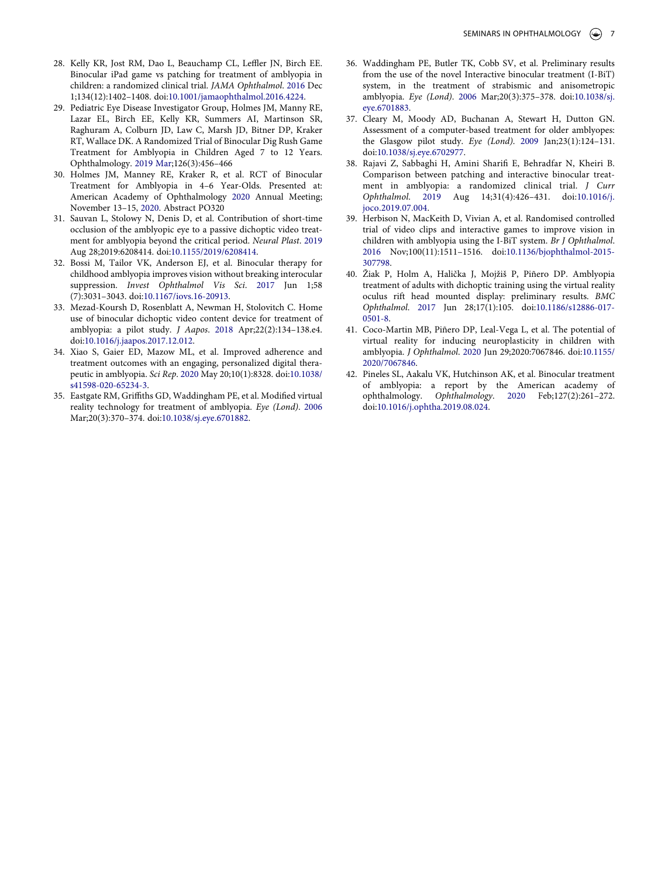28. Kelly KR, Jost RM, Dao L, Beauchamp CL, Leffler JN, Birch EE. Binocular iPad game vs patching for treatment of amblyopia in children: a randomized clinical trial. *JAMA Ophthalmol*. 2016 Dec 1;134(12):1402–1408. doi:10.1001/jamaophthalmol.2016.4224.
29. Pediatric Eye Disease Investigator Group, Holmes JM, Manny RE, Lazar EL, Birch EE, Kelly KR, Summers AI, Martinson SR, Raghuram A, Colburn JD, Law C, Marsh JD, Bitner DP, Kraker RT, Wallace DK. A Randomized Trial of Binocular Dig Rush Game Treatment for Amblyopia in Children Aged 7 to 12 Years. Ophthalmology. 2019 Mar;126(3):456–466
30. Holmes JM, Manney RE, Kraker R, et al. RCT of Binocular Treatment for Amblyopia in 4–6 Year-Olds. Presented at: American Academy of Ophthalmology 2020 Annual Meeting; November 13–15, 2020. Abstract PO320
31. Sauvan L, Stolowy N, Denis D, et al. Contribution of short-time occlusion of the amblyopic eye to a passive dichoptic video treatment for amblyopia beyond the critical period. *Neural Plast*. 2019 Aug 28;2019:6208414. doi:10.1155/2019/6208414.
32. Bossi M, Tailor VK, Anderson EJ, et al. Binocular therapy for childhood amblyopia improves vision without breaking interocular suppression. *Invest Ophthalmol Vis Sci*. 2017 Jun 1;58 (7):3031–3043. doi:10.1167/iovs.16-20913.
33. Mezad-Koursh D, Rosenblatt A, Newman H, Stolovitch C. Home use of binocular dichoptic video content device for treatment of amblyopia: a pilot study. *J Aapos*. 2018 Apr;22(2):134–138.e4. doi:10.1016/j.jaapos.2017.12.012.
34. Xiao S, Gaier ED, Mazow ML, et al. Improved adherence and treatment outcomes with an engaging, personalized digital therapeutic in amblyopia. *Sci Rep*. 2020 May 20;10(1):8328. doi:10.1038/s41598-020-65234-3.
35. Eastgate RM, Griffiths GD, Waddingham PE, et al. Modified virtual reality technology for treatment of amblyopia. *Eye (Lond)*. 2006 Mar;20(3):370–374. doi:10.1038/sj.eye.6701882.
36. Waddingham PE, Butler TK, Cobb SV, et al. Preliminary results from the use of the novel Interactive binocular treatment (I-BiT) system, in the treatment of strabismic and anisometropic amblyopia. *Eye (Lond)*. 2006 Mar;20(3):375–378. doi:10.1038/sj.eye.6701883.
37. Cleary M, Moody AD, Buchanan A, Stewart H, Dutton GN. Assessment of a computer-based treatment for older amblyopes: the Glasgow pilot study. *Eye (Lond)*. 2009 Jan;23(1):124–131. doi:10.1038/sj.eye.6702977.
38. Rajavi Z, Sabbaghi H, Amini Sharifi E, Behradfar N, Kheiri B. Comparison between patching and interactive binocular treatment in amblyopia: a randomized clinical trial. *J Curr Ophthalmol*. 2019 Aug 14;31(4):426–431. doi:10.1016/j.joco.2019.07.004.
39. Herbison N, MacKeith D, Vivian A, et al. Randomised controlled trial of video clips and interactive games to improve vision in children with amblyopia using the I-BiT system. *Br J Ophthalmol*. 2016 Nov;100(11):1511–1516. doi:10.1136/bjophthalmol-2015-307798.
40. Žiak P, Holm A, Halička J, Mojžiš P, Piñero DP. Amblyopia treatment of adults with dichoptic training using the virtual reality oculus rift head mounted display: preliminary results. *BMC Ophthalmol*. 2017 Jun 28;17(1):105. doi:10.1186/s12886-017-0501-8.
41. Coco-Martin MB, Piñero DP, Leal-Vega L, et al. The potential of virtual reality for inducing neuroplasticity in children with amblyopia. *J Ophthalmol*. 2020 Jun 29;2020:7067846. doi:10.1155/2020/7067846.
42. Pineles SL, Aakalu VK, Hutchinson AK, et al. Binocular treatment of amblyopia: a report by the American academy of ophthalmology. *Ophthalmology*. 2020 Feb;127(2):261–272. doi:10.1016/j.ophtha.2019.08.024.